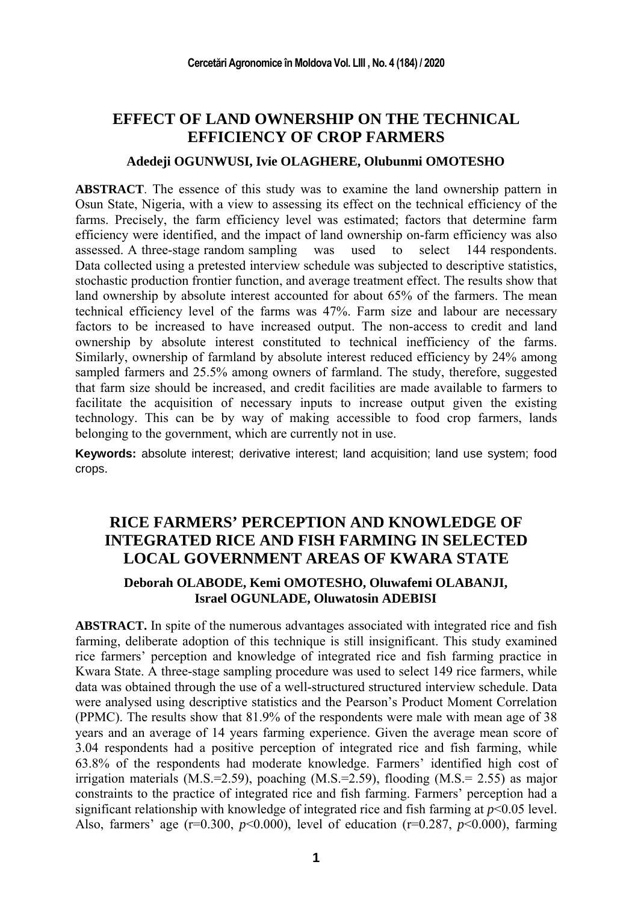# EFFECT OF LAND OWNERSHIP ON THE TECHNICAL EFFICIENCY OF CROP FARMERS

**Adedeji OGUNWUSI, Ivie OLAGHERE, Olubunmi OMOTESHO**

**ABSTRACT**. The essence of this study was to examine the land ownership pattern in Osun State, Nigeria, with a view to assessing its effect on the technical efficiency of the farms. Precisely, the farm efficiency level was estimated; factors that determine farm efficiency were identified, and the impact of land ownership on-farm efficiency was also assessed. A three-stage random sampling was used to select 144 respondents. Data collected using a pretested interview schedule was subjected to descriptive statistics, stochastic production frontier function, and average treatment effect. The results show that land ownership by absolute interest accounted for about 65% of the farmers. The mean technical efficiency level of the farms was 47%. Farm size and labour are necessary factors to be increased to have increased output. The non-access to credit and land ownership by absolute interest constituted to technical inefficiency of the farms. Similarly, ownership of farmland by absolute interest reduced efficiency by 24% among sampled farmers and 25.5% among owners of farmland. The study, therefore, suggested that farm size should be increased, and credit facilities are made available to farmers to facilitate the acquisition of necessary inputs to increase output given the existing technology. This can be by way of making accessible to food crop farmers, lands belonging to the government, which are currently not in use.

**Keywords:** absolute interest; derivative interest; land acquisition; land use system; food crops.

# RICE FARMERS' PERCEPTION AND KNOWLEDGE OF INTEGRATED RICE AND FISH FARMING IN SELECTED LOCAL GOVERNMENT AREAS OF KWARA STATE

**Deborah OLABODE, Kemi OMOTESHO, Oluwafemi OLABANJI, Israel OGUNLADE, Oluwatosin ADEBISI**

**ABSTRACT.** In spite of the numerous advantages associated with integrated rice and fish farming, deliberate adoption of this technique is still insignificant. This study examined rice farmers' perception and knowledge of integrated rice and fish farming practice in Kwara State. A three-stage sampling procedure was used to select 149 rice farmers, while data was obtained through the use of a well-structured structured interview schedule. Data were analysed using descriptive statistics and the Pearson's Product Moment Correlation (PPMC). The results show that 81.9% of the respondents were male with mean age of 38 years and an average of 14 years farming experience. Given the average mean score of 3.04 respondents had a positive perception of integrated rice and fish farming, while 63.8% of the respondents had moderate knowledge. Farmers' identified high cost of irrigation materials (M.S.=2.59), poaching (M.S.=2.59), flooding (M.S.= 2.55) as major constraints to the practice of integrated rice and fish farming. Farmers' perception had a significant relationship with knowledge of integrated rice and fish farming at $p<0.05$ level. Also, farmers' age ($r=0.300$, $p<0.000$), level of education ($r=0.287$, $p<0.000$), farming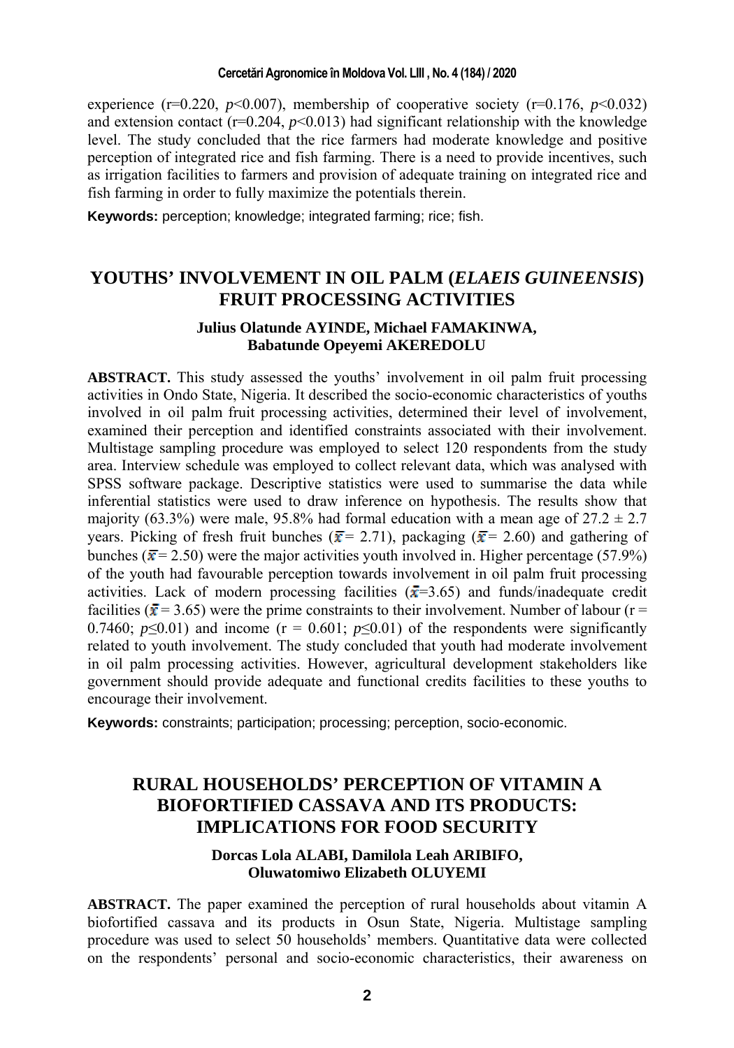experience (r=0.220, *p*<0.007), membership of cooperative society (r=0.176, *p*<0.032) and extension contact (r=0.204, *p*<0.013) had significant relationship with the knowledge level. The study concluded that the rice farmers had moderate knowledge and positive perception of integrated rice and fish farming. There is a need to provide incentives, such as irrigation facilities to farmers and provision of adequate training on integrated rice and fish farming in order to fully maximize the potentials therein.

**Keywords:** perception; knowledge; integrated farming; rice; fish.

## YOUTHS' INVOLVEMENT IN OIL PALM (*ELAEIS GUINEENSIS*) FRUIT PROCESSING ACTIVITIES

**Julius Olatunde AYINDE, Michael FAMAKINWA, Babatunde Opeyemi AKEREDOLU**

**ABSTRACT.** This study assessed the youths' involvement in oil palm fruit processing activities in Ondo State, Nigeria. It described the socio-economic characteristics of youths involved in oil palm fruit processing activities, determined their level of involvement, examined their perception and identified constraints associated with their involvement. Multistage sampling procedure was employed to select 120 respondents from the study area. Interview schedule was employed to collect relevant data, which was analysed with SPSS software package. Descriptive statistics were used to summarise the data while inferential statistics were used to draw inference on hypothesis. The results show that majority (63.3%) were male, 95.8% had formal education with a mean age of $27.2 \pm 2.7$ years. Picking of fresh fruit bunches ($\bar{x}$= 2.71), packaging ($\bar{x}$= 2.60) and gathering of bunches ($\bar{x}$= 2.50) were the major activities youth involved in. Higher percentage (57.9%) of the youth had favourable perception towards involvement in oil palm fruit processing activities. Lack of modern processing facilities ($\bar{x}$=3.65) and funds/inadequate credit facilities ($\bar{x}$ = 3.65) were the prime constraints to their involvement. Number of labour (r = 0.7460; $p \leq 0.01$) and income (r = 0.601; $p \leq 0.01$) of the respondents were significantly related to youth involvement. The study concluded that youth had moderate involvement in oil palm processing activities. However, agricultural development stakeholders like government should provide adequate and functional credits facilities to these youths to encourage their involvement.

**Keywords:** constraints; participation; processing; perception, socio-economic.

## RURAL HOUSEHOLDS' PERCEPTION OF VITAMIN A BIOFORTIFIED CASSAVA AND ITS PRODUCTS: IMPLICATIONS FOR FOOD SECURITY

**Dorcas Lola ALABI, Damilola Leah ARIBIFO, Oluwatomiwo Elizabeth OLUYEMI**

**ABSTRACT.** The paper examined the perception of rural households about vitamin A biofortified cassava and its products in Osun State, Nigeria. Multistage sampling procedure was used to select 50 households' members. Quantitative data were collected on the respondents' personal and socio-economic characteristics, their awareness on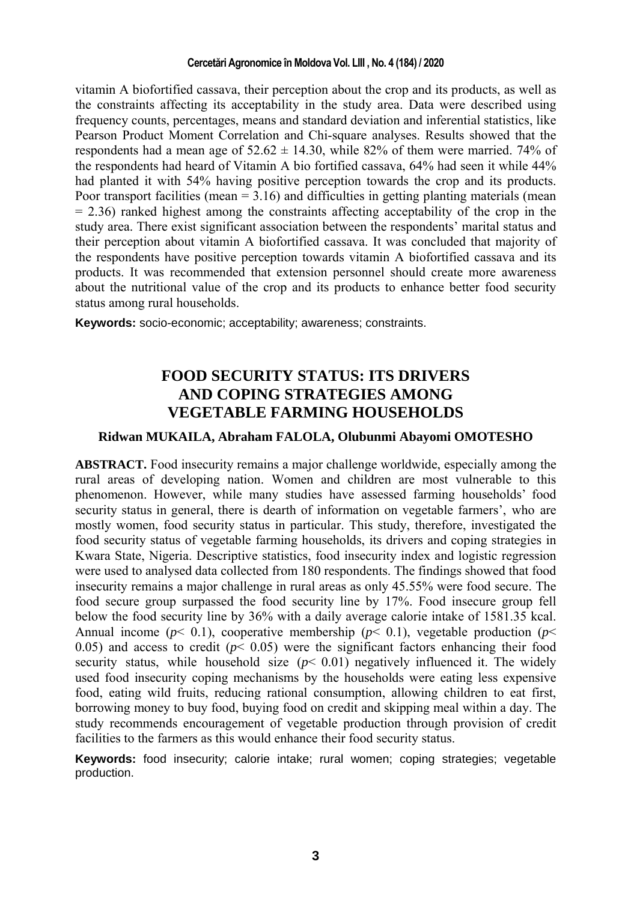vitamin A biofortified cassava, their perception about the crop and its products, as well as the constraints affecting its acceptability in the study area. Data were described using frequency counts, percentages, means and standard deviation and inferential statistics, like Pearson Product Moment Correlation and Chi-square analyses. Results showed that the respondents had a mean age of 52.62 ± 14.30, while 82% of them were married. 74% of the respondents had heard of Vitamin A bio fortified cassava, 64% had seen it while 44% had planted it with 54% having positive perception towards the crop and its products. Poor transport facilities (mean = 3.16) and difficulties in getting planting materials (mean = 2.36) ranked highest among the constraints affecting acceptability of the crop in the study area. There exist significant association between the respondents' marital status and their perception about vitamin A biofortified cassava. It was concluded that majority of the respondents have positive perception towards vitamin A biofortified cassava and its products. It was recommended that extension personnel should create more awareness about the nutritional value of the crop and its products to enhance better food security status among rural households.

**Keywords:** socio-economic; acceptability; awareness; constraints.

## FOOD SECURITY STATUS: ITS DRIVERS AND COPING STRATEGIES AMONG VEGETABLE FARMING HOUSEHOLDS

**Ridwan MUKAILA, Abraham FALOLA, Olubunmi Abayomi OMOTESHO**

**ABSTRACT.** Food insecurity remains a major challenge worldwide, especially among the rural areas of developing nation. Women and children are most vulnerable to this phenomenon. However, while many studies have assessed farming households' food security status in general, there is dearth of information on vegetable farmers', who are mostly women, food security status in particular. This study, therefore, investigated the food security status of vegetable farming households, its drivers and coping strategies in Kwara State, Nigeria. Descriptive statistics, food insecurity index and logistic regression were used to analysed data collected from 180 respondents. The findings showed that food insecurity remains a major challenge in rural areas as only 45.55% were food secure. The food secure group surpassed the food security line by 17%. Food insecure group fell below the food security line by 36% with a daily average calorie intake of 1581.35 kcal. Annual income ($p < 0.1$), cooperative membership ($p < 0.1$), vegetable production ($p < 0.05$) and access to credit ($p < 0.05$) were the significant factors enhancing their food security status, while household size ($p < 0.01$) negatively influenced it. The widely used food insecurity coping mechanisms by the households were eating less expensive food, eating wild fruits, reducing rational consumption, allowing children to eat first, borrowing money to buy food, buying food on credit and skipping meal within a day. The study recommends encouragement of vegetable production through provision of credit facilities to the farmers as this would enhance their food security status.

**Keywords:** food insecurity; calorie intake; rural women; coping strategies; vegetable production.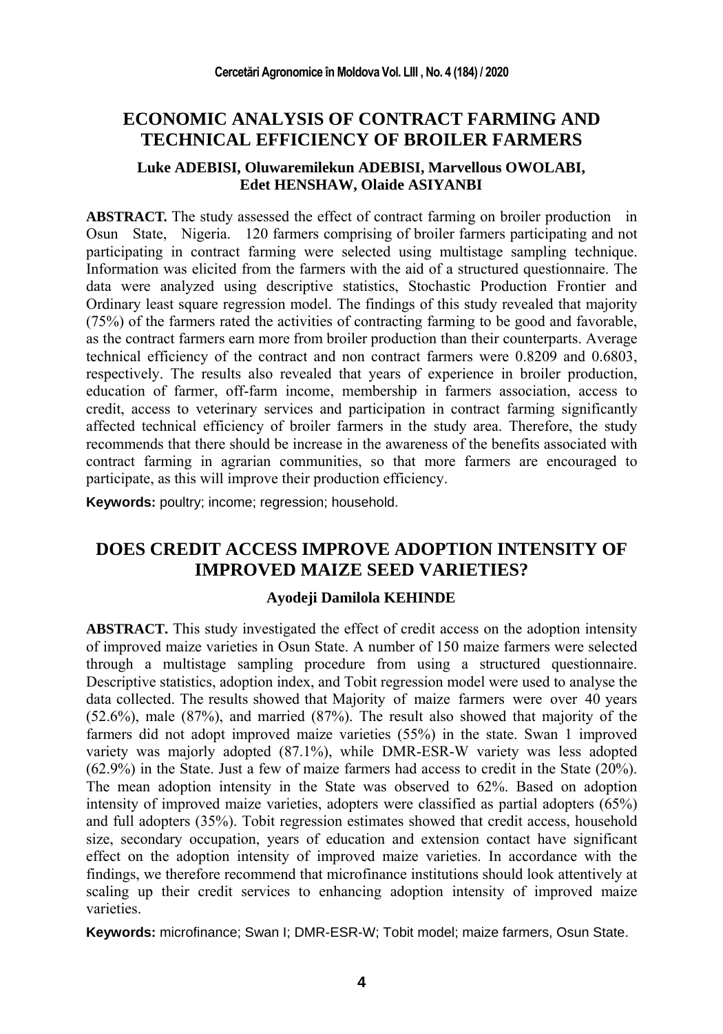## ECONOMIC ANALYSIS OF CONTRACT FARMING AND TECHNICAL EFFICIENCY OF BROILER FARMERS

**Luke ADEBISI, Oluwaremilekun ADEBISI, Marvellous OWOLABI, Edet HENSHAW, Olaide ASIYANBI**

**ABSTRACT.** The study assessed the effect of contract farming on broiler production in Osun State, Nigeria. 120 farmers comprising of broiler farmers participating and not participating in contract farming were selected using multistage sampling technique. Information was elicited from the farmers with the aid of a structured questionnaire. The data were analyzed using descriptive statistics, Stochastic Production Frontier and Ordinary least square regression model. The findings of this study revealed that majority (75%) of the farmers rated the activities of contracting farming to be good and favorable, as the contract farmers earn more from broiler production than their counterparts. Average technical efficiency of the contract and non contract farmers were 0.8209 and 0.6803, respectively. The results also revealed that years of experience in broiler production, education of farmer, off-farm income, membership in farmers association, access to credit, access to veterinary services and participation in contract farming significantly affected technical efficiency of broiler farmers in the study area. Therefore, the study recommends that there should be increase in the awareness of the benefits associated with contract farming in agrarian communities, so that more farmers are encouraged to participate, as this will improve their production efficiency.

**Keywords:** poultry; income; regression; household.

## DOES CREDIT ACCESS IMPROVE ADOPTION INTENSITY OF IMPROVED MAIZE SEED VARIETIES?

**Ayodeji Damilola KEHINDE**

**ABSTRACT.** This study investigated the effect of credit access on the adoption intensity of improved maize varieties in Osun State. A number of 150 maize farmers were selected through a multistage sampling procedure from using a structured questionnaire. Descriptive statistics, adoption index, and Tobit regression model were used to analyse the data collected. The results showed that Majority of maize farmers were over 40 years (52.6%), male (87%), and married (87%). The result also showed that majority of the farmers did not adopt improved maize varieties (55%) in the state. Swan 1 improved variety was majorly adopted (87.1%), while DMR-ESR-W variety was less adopted (62.9%) in the State. Just a few of maize farmers had access to credit in the State (20%). The mean adoption intensity in the State was observed to 62%. Based on adoption intensity of improved maize varieties, adopters were classified as partial adopters (65%) and full adopters (35%). Tobit regression estimates showed that credit access, household size, secondary occupation, years of education and extension contact have significant effect on the adoption intensity of improved maize varieties. In accordance with the findings, we therefore recommend that microfinance institutions should look attentively at scaling up their credit services to enhancing adoption intensity of improved maize varieties.

**Keywords:** microfinance; Swan I; DMR-ESR-W; Tobit model; maize farmers, Osun State.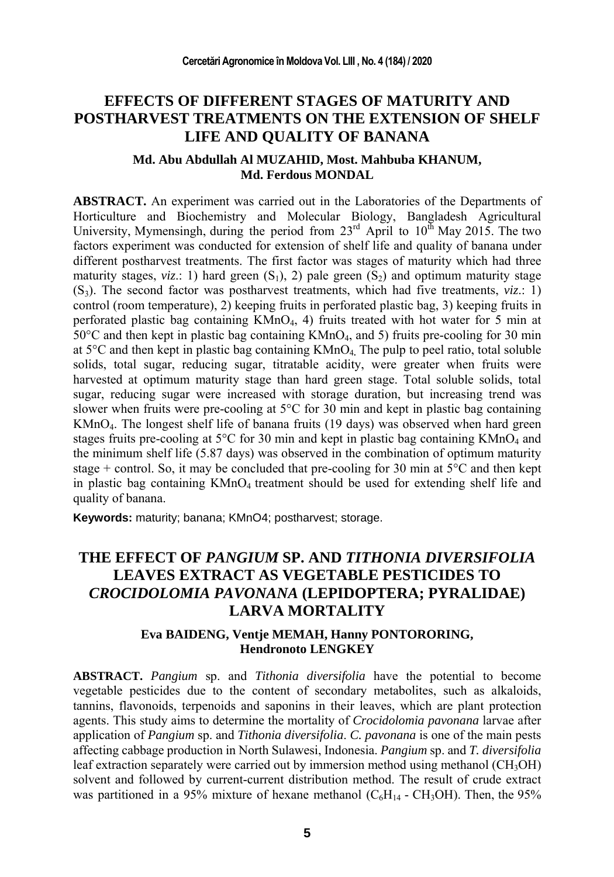# EFFECTS OF DIFFERENT STAGES OF MATURITY AND POSTHARVEST TREATMENTS ON THE EXTENSION OF SHELF LIFE AND QUALITY OF BANANA

**Md. Abu Abdullah Al MUZAHID, Most. Mahbuba KHANUM, Md. Ferdous MONDAL**

**ABSTRACT.** An experiment was carried out in the Laboratories of the Departments of Horticulture and Biochemistry and Molecular Biology, Bangladesh Agricultural University, Mymensingh, during the period from 23rd April to 10th May 2015. The two factors experiment was conducted for extension of shelf life and quality of banana under different postharvest treatments. The first factor was stages of maturity which had three maturity stages, *viz*.: 1) hard green ($S_1$), 2) pale green ($S_2$) and optimum maturity stage ($S_3$). The second factor was postharvest treatments, which had five treatments, *viz*.: 1) control (room temperature), 2) keeping fruits in perforated plastic bag, 3) keeping fruits in perforated plastic bag containing $KMnO_4$, 4) fruits treated with hot water for 5 min at 50°C and then kept in plastic bag containing $KMnO_4$, and 5) fruits pre-cooling for 30 min at 5°C and then kept in plastic bag containing $KMnO_4$. The pulp to peel ratio, total soluble solids, total sugar, reducing sugar, titratable acidity, were greater when fruits were harvested at optimum maturity stage than hard green stage. Total soluble solids, total sugar, reducing sugar were increased with storage duration, but increasing trend was slower when fruits were pre-cooling at 5°C for 30 min and kept in plastic bag containing $KMnO_4$. The longest shelf life of banana fruits (19 days) was observed when hard green stages fruits pre-cooling at 5°C for 30 min and kept in plastic bag containing $KMnO_4$ and the minimum shelf life (5.87 days) was observed in the combination of optimum maturity stage + control. So, it may be concluded that pre-cooling for 30 min at 5°C and then kept in plastic bag containing $KMnO_4$ treatment should be used for extending shelf life and quality of banana.

**Keywords:** maturity; banana; KMnO4; postharvest; storage.

# THE EFFECT OF *PANGIUM* SP. AND *TITHONIA DIVERSIFOLIA* LEAVES EXTRACT AS VEGETABLE PESTICIDES TO *CROCIDOLOMIA PAVONANA* (LEPIDOPTERA; PYRALIDAE) LARVA MORTALITY

**Eva BAIDENG, Ventje MEMAH, Hanny PONTORORING, Hendronoto LENGKEY**

**ABSTRACT.** *Pangium* sp. and *Tithonia diversifolia* have the potential to become vegetable pesticides due to the content of secondary metabolites, such as alkaloids, tannins, flavonoids, terpenoids and saponins in their leaves, which are plant protection agents. This study aims to determine the mortality of *Crocidolomia pavonana* larvae after application of *Pangium* sp. and *Tithonia diversifolia*. *C. pavonana* is one of the main pests affecting cabbage production in North Sulawesi, Indonesia. *Pangium* sp. and *T. diversifolia* leaf extraction separately were carried out by immersion method using methanol ($CH_3OH$) solvent and followed by current-current distribution method. The result of crude extract was partitioned in a 95% mixture of hexane methanol ($C_6H_{14}$ - $CH_3OH$). Then, the 95%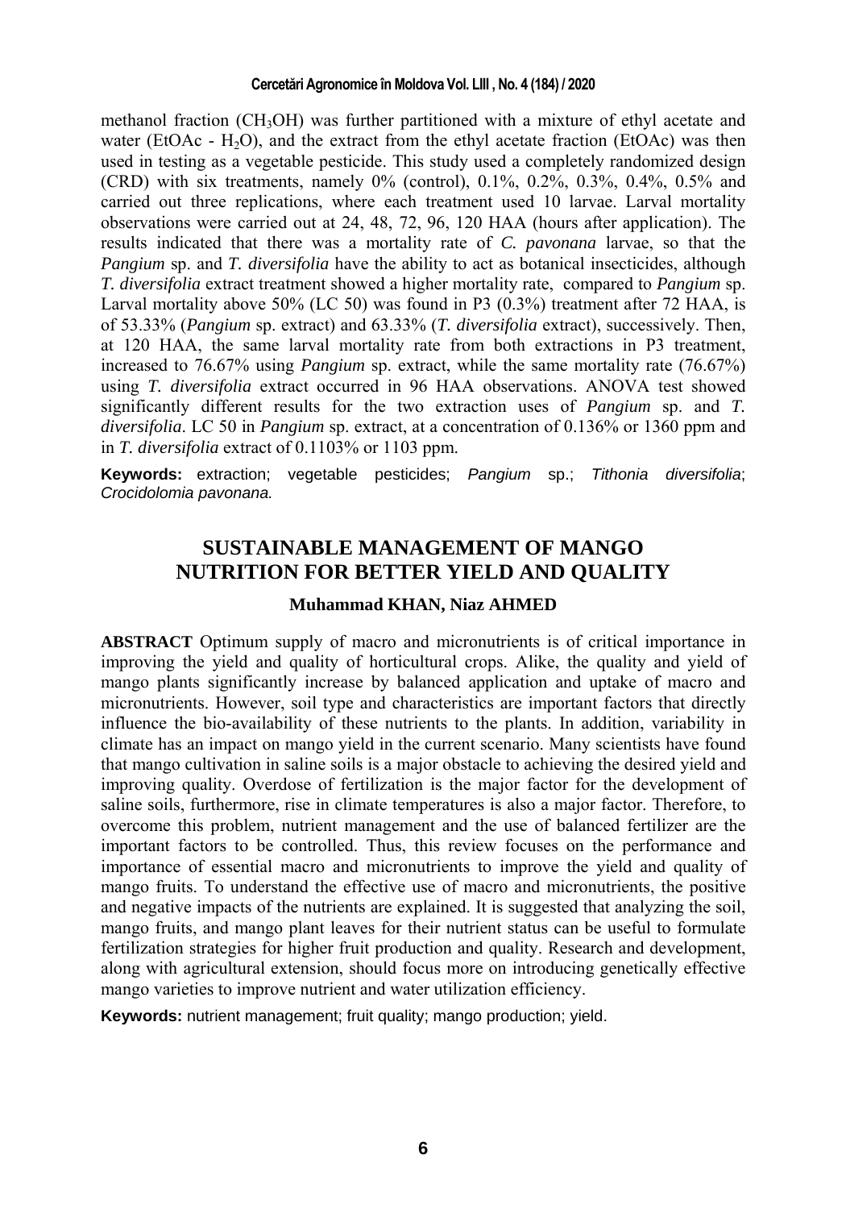methanol fraction ($CH_3OH$) was further partitioned with a mixture of ethyl acetate and water (EtOAc - $H_2O$), and the extract from the ethyl acetate fraction (EtOAc) was then used in testing as a vegetable pesticide. This study used a completely randomized design (CRD) with six treatments, namely 0% (control), 0.1%, 0.2%, 0.3%, 0.4%, 0.5% and carried out three replications, where each treatment used 10 larvae. Larval mortality observations were carried out at 24, 48, 72, 96, 120 HAA (hours after application). The results indicated that there was a mortality rate of *C. pavonana* larvae, so that the *Pangium* sp. and *T. diversifolia* have the ability to act as botanical insecticides, although *T. diversifolia* extract treatment showed a higher mortality rate, compared to *Pangium* sp. Larval mortality above 50% (LC 50) was found in P3 (0.3%) treatment after 72 HAA, is of 53.33% (*Pangium* sp. extract) and 63.33% (*T. diversifolia* extract), successively. Then, at 120 HAA, the same larval mortality rate from both extractions in P3 treatment, increased to 76.67% using *Pangium* sp. extract, while the same mortality rate (76.67%) using *T. diversifolia* extract occurred in 96 HAA observations. ANOVA test showed significantly different results for the two extraction uses of *Pangium* sp. and *T. diversifolia*. LC 50 in *Pangium* sp. extract, at a concentration of 0.136% or 1360 ppm and in *T. diversifolia* extract of 0.1103% or 1103 ppm.

**Keywords:** extraction; vegetable pesticides; *Pangium* sp.; *Tithonia diversifolia*; *Crocidolomia pavonana.*

## SUSTAINABLE MANAGEMENT OF MANGO NUTRITION FOR BETTER YIELD AND QUALITY

**Muhammad KHAN, Niaz AHMED**

**ABSTRACT** Optimum supply of macro and micronutrients is of critical importance in improving the yield and quality of horticultural crops. Alike, the quality and yield of mango plants significantly increase by balanced application and uptake of macro and micronutrients. However, soil type and characteristics are important factors that directly influence the bio-availability of these nutrients to the plants. In addition, variability in climate has an impact on mango yield in the current scenario. Many scientists have found that mango cultivation in saline soils is a major obstacle to achieving the desired yield and improving quality. Overdose of fertilization is the major factor for the development of saline soils, furthermore, rise in climate temperatures is also a major factor. Therefore, to overcome this problem, nutrient management and the use of balanced fertilizer are the important factors to be controlled. Thus, this review focuses on the performance and importance of essential macro and micronutrients to improve the yield and quality of mango fruits. To understand the effective use of macro and micronutrients, the positive and negative impacts of the nutrients are explained. It is suggested that analyzing the soil, mango fruits, and mango plant leaves for their nutrient status can be useful to formulate fertilization strategies for higher fruit production and quality. Research and development, along with agricultural extension, should focus more on introducing genetically effective mango varieties to improve nutrient and water utilization efficiency.

**Keywords:** nutrient management; fruit quality; mango production; yield.